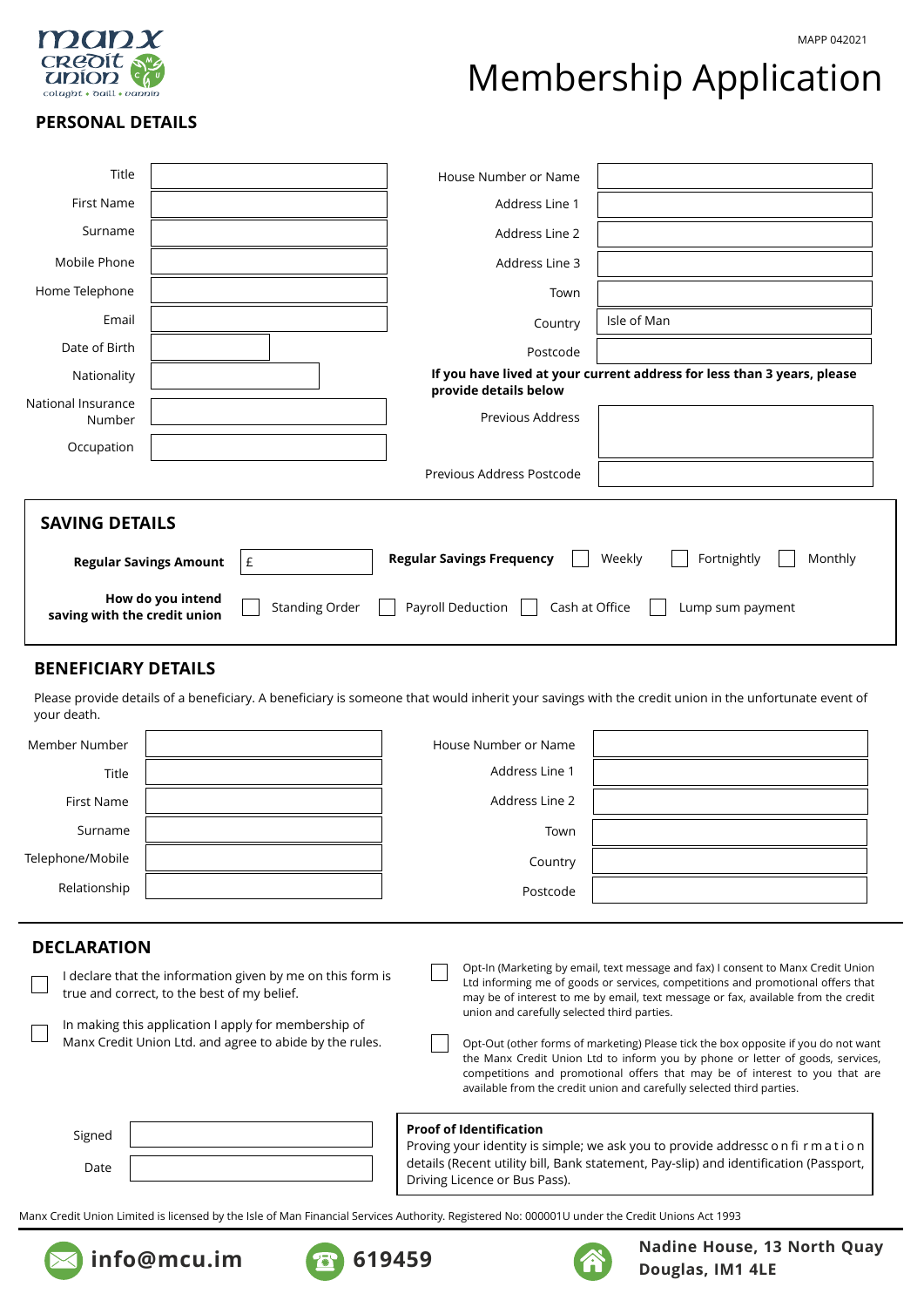manx credit union
colught • baill • vannin

MAPP 042021

# Membership Application

## PERSONAL DETAILS

| | |
|---|---|
| Title | |
| First Name | |
| Surname | |
| Mobile Phone | |
| Home Telephone | |
| Email | |
| Date of Birth | |
| Nationality | |
| National Insurance Number | |
| Occupation | |

| | |
|---|---|
| House Number or Name | |
| Address Line 1 | |
| Address Line 2 | |
| Address Line 3 | |
| Town | |
| Country | Isle of Man |
| Postcode | |

**If you have lived at your current address for less than 3 years, please provide details below**

| | |
|---|---|
| Previous Address | |
| Previous Address Postcode | |

## SAVING DETAILS

**Regular Savings Amount** £

**Regular Savings Frequency** ☐ Weekly ☐ Fortnightly ☐ Monthly

**How do you intend saving with the credit union** ☐ Standing Order ☐ Payroll Deduction ☐ Cash at Office ☐ Lump sum payment

## BENEFICIARY DETAILS

Please provide details of a beneficiary. A beneficiary is someone that would inherit your savings with the credit union in the unfortunate event of your death.

| | |
|---|---|
| Member Number | |
| Title | |
| First Name | |
| Surname | |
| Telephone/Mobile | |
| Relationship | |

| | |
|---|---|
| House Number or Name | |
| Address Line 1 | |
| Address Line 2 | |
| Town | |
| Country | |
| Postcode | |

## DECLARATION

☐ I declare that the information given by me on this form is true and correct, to the best of my belief.

☐ In making this application I apply for membership of Manx Credit Union Ltd. and agree to abide by the rules.

☐ Opt-In (Marketing by email, text message and fax) I consent to Manx Credit Union Ltd informing me of goods or services, competitions and promotional offers that may be of interest to me by email, text message or fax, available from the credit union and carefully selected third parties.

☐ Opt-Out (other forms of marketing) Please tick the box opposite if you do not want the Manx Credit Union Ltd to inform you by phone or letter of goods, services, competitions and promotional offers that may be of interest to you that are available from the credit union and carefully selected third parties.

| | |
|---|---|
| Signed | |
| Date | |

**Proof of Identification**
Proving your identity is simple; we ask you to provide addressc o n fi r m a t i o n details (Recent utility bill, Bank statement, Pay-slip) and identification (Passport, Driving Licence or Bus Pass).

Manx Credit Union Limited is licensed by the Isle of Man Financial Services Authority. Registered No: 000001U under the Credit Unions Act 1993

**info@mcu.im** **619459** **Nadine House, 13 North Quay Douglas, IM1 4LE**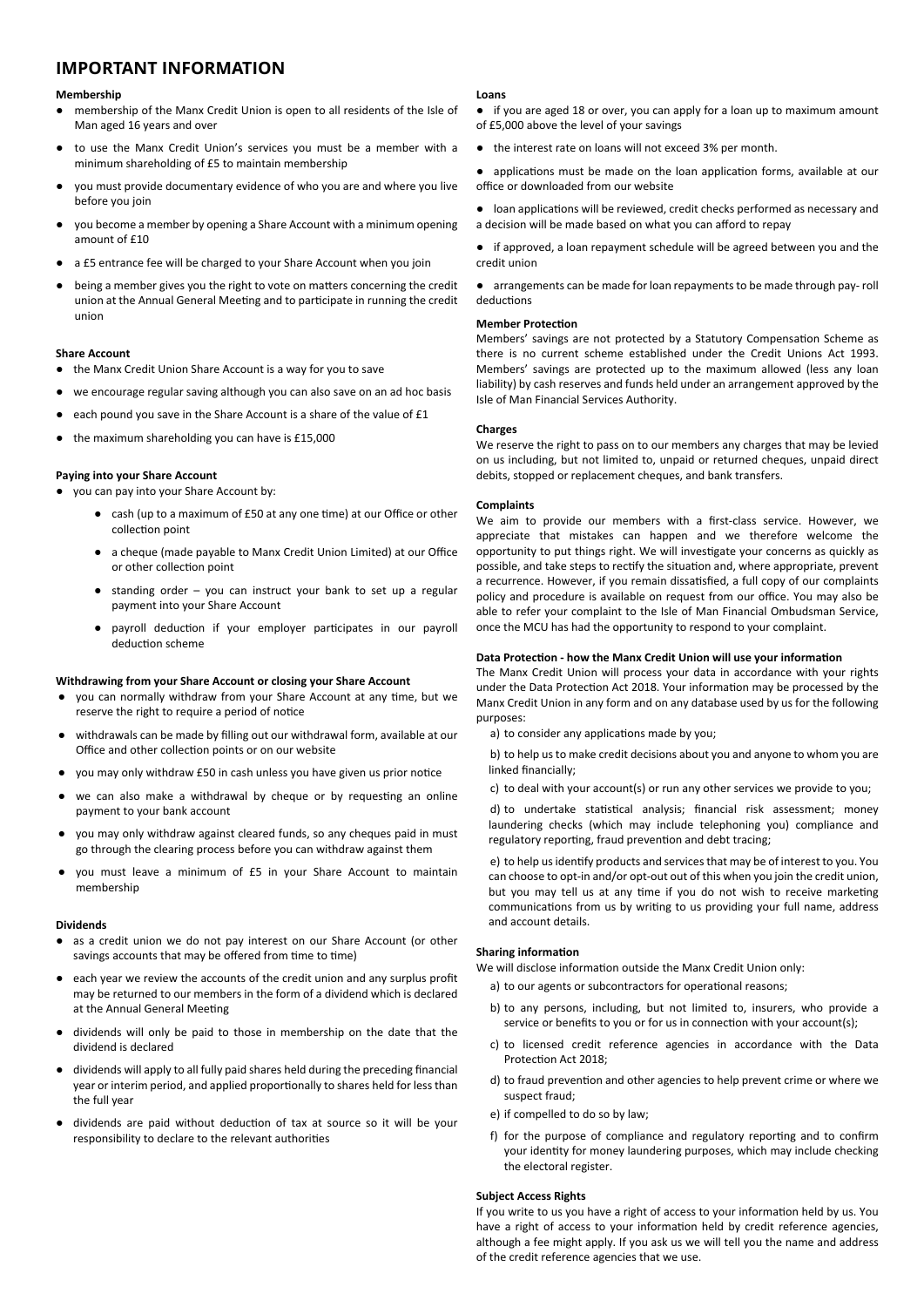# IMPORTANT INFORMATION

**Membership**

- membership of the Manx Credit Union is open to all residents of the Isle of Man aged 16 years and over
- to use the Manx Credit Union's services you must be a member with a minimum shareholding of £5 to maintain membership
- you must provide documentary evidence of who you are and where you live before you join
- you become a member by opening a Share Account with a minimum opening amount of £10
- a £5 entrance fee will be charged to your Share Account when you join
- being a member gives you the right to vote on matters concerning the credit union at the Annual General Meeting and to participate in running the credit union

**Share Account**

- the Manx Credit Union Share Account is a way for you to save
- we encourage regular saving although you can also save on an ad hoc basis
- each pound you save in the Share Account is a share of the value of £1
- the maximum shareholding you can have is £15,000

**Paying into your Share Account**

- you can pay into your Share Account by:
    - cash (up to a maximum of £50 at any one time) at our Office or other collection point
    - a cheque (made payable to Manx Credit Union Limited) at our Office or other collection point
    - standing order – you can instruct your bank to set up a regular payment into your Share Account
    - payroll deduction if your employer participates in our payroll deduction scheme

**Withdrawing from your Share Account or closing your Share Account**

- you can normally withdraw from your Share Account at any time, but we reserve the right to require a period of notice
- withdrawals can be made by filling out our withdrawal form, available at our Office and other collection points or on our website
- you may only withdraw £50 in cash unless you have given us prior notice
- we can also make a withdrawal by cheque or by requesting an online payment to your bank account
- you may only withdraw against cleared funds, so any cheques paid in must go through the clearing process before you can withdraw against them
- you must leave a minimum of £5 in your Share Account to maintain membership

**Dividends**

- as a credit union we do not pay interest on our Share Account (or other savings accounts that may be offered from time to time)
- each year we review the accounts of the credit union and any surplus profit may be returned to our members in the form of a dividend which is declared at the Annual General Meeting
- dividends will only be paid to those in membership on the date that the dividend is declared
- dividends will apply to all fully paid shares held during the preceding financial year or interim period, and applied proportionally to shares held for less than the full year
- dividends are paid without deduction of tax at source so it will be your responsibility to declare to the relevant authorities

**Loans**

- if you are aged 18 or over, you can apply for a loan up to maximum amount of £5,000 above the level of your savings
- the interest rate on loans will not exceed 3% per month.
- applications must be made on the loan application forms, available at our office or downloaded from our website
- loan applications will be reviewed, credit checks performed as necessary and a decision will be made based on what you can afford to repay
- if approved, a loan repayment schedule will be agreed between you and the credit union
- arrangements can be made for loan repayments to be made through pay- roll deductions

**Member Protection**

Members' savings are not protected by a Statutory Compensation Scheme as there is no current scheme established under the Credit Unions Act 1993. Members' savings are protected up to the maximum allowed (less any loan liability) by cash reserves and funds held under an arrangement approved by the Isle of Man Financial Services Authority.

**Charges**

We reserve the right to pass on to our members any charges that may be levied on us including, but not limited to, unpaid or returned cheques, unpaid direct debits, stopped or replacement cheques, and bank transfers.

**Complaints**

We aim to provide our members with a first-class service. However, we appreciate that mistakes can happen and we therefore welcome the opportunity to put things right. We will investigate your concerns as quickly as possible, and take steps to rectify the situation and, where appropriate, prevent a recurrence. However, if you remain dissatisfied, a full copy of our complaints policy and procedure is available on request from our office. You may also be able to refer your complaint to the Isle of Man Financial Ombudsman Service, once the MCU has had the opportunity to respond to your complaint.

**Data Protection - how the Manx Credit Union will use your information**

The Manx Credit Union will process your data in accordance with your rights under the Data Protection Act 2018. Your information may be processed by the Manx Credit Union in any form and on any database used by us for the following purposes:

a) to consider any applications made by you;

b) to help us to make credit decisions about you and anyone to whom you are linked financially;

c) to deal with your account(s) or run any other services we provide to you;

d) to undertake statistical analysis; financial risk assessment; money laundering checks (which may include telephoning you) compliance and regulatory reporting, fraud prevention and debt tracing;

e) to help us identify products and services that may be of interest to you. You can choose to opt-in and/or opt-out out of this when you join the credit union, but you may tell us at any time if you do not wish to receive marketing communications from us by writing to us providing your full name, address and account details.

**Sharing information**

We will disclose information outside the Manx Credit Union only:

a) to our agents or subcontractors for operational reasons;

b) to any persons, including, but not limited to, insurers, who provide a service or benefits to you or for us in connection with your account(s);

c) to licensed credit reference agencies in accordance with the Data Protection Act 2018;

d) to fraud prevention and other agencies to help prevent crime or where we suspect fraud;

e) if compelled to do so by law;

f) for the purpose of compliance and regulatory reporting and to confirm your identity for money laundering purposes, which may include checking the electoral register.

**Subject Access Rights**

If you write to us you have a right of access to your information held by us. You have a right of access to your information held by credit reference agencies, although a fee might apply. If you ask us we will tell you the name and address of the credit reference agencies that we use.